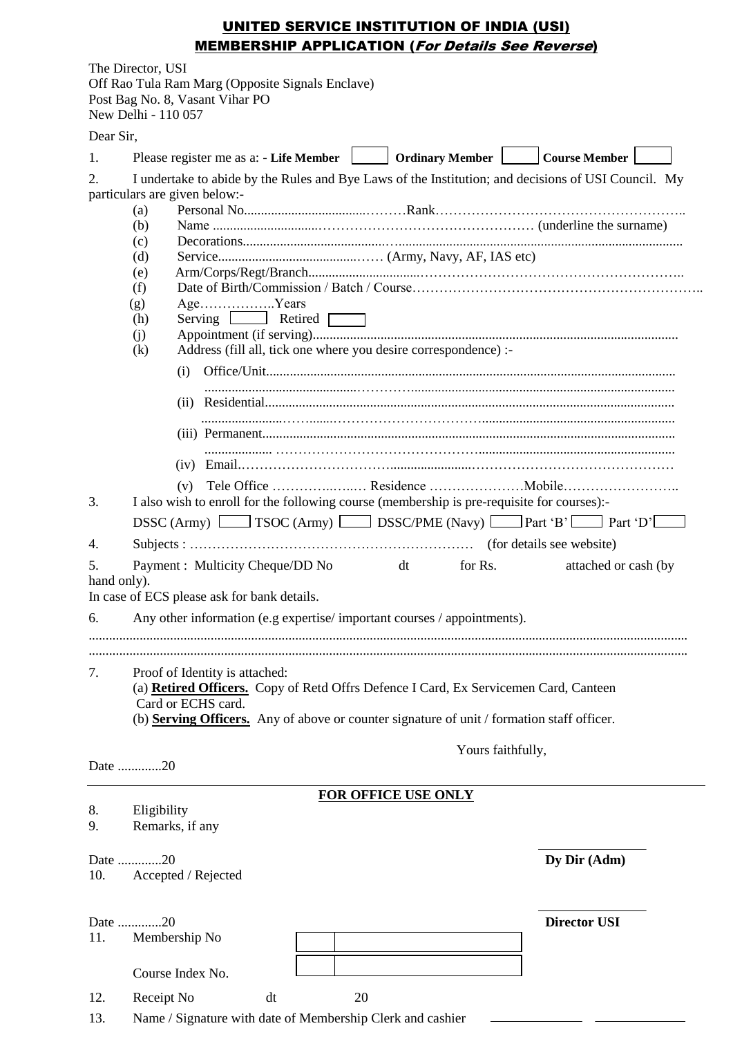## UNITED SERVICE INSTITUTION OF INDIA (USI)

## MEMBERSHIP APPLICATION (*For Details See Reverse*)

The Director, USI
Off Rao Tula Ram Marg (Opposite Signals Enclave)
Post Bag No. 8, Vasant Vihar PO
New Delhi - 110 057

Dear Sir,

1. Please register me as a: - **Life Member** [ ] **Ordinary Member** [ ] **Course Member** [ ]

2. I undertake to abide by the Rules and Bye Laws of the Institution; and decisions of USI Council. My particulars are given below:-
   - (a) Personal No.............................................Rank..................................................
   - (b) Name ............................................................................ (underline the surname)
   - (c) Decorations...................................................................................................................
   - (d) Service.............................................. (Army, Navy, AF, IAS etc)
   - (e) Arm/Corps/Regt/Branch.....................................................................................
   - (f) Date of Birth/Commission / Batch / Course..............................................................
   - (g) Age..................Years
   - (h) Serving [ ] Retired [ ]
   - (j) Appointment (if serving).....................................................................................................
   - (k) Address (fill all, tick one where you desire correspondence) :-
     - (i) Office/Unit.........................................................................................................
       ............................................................................................................................
     - (ii) Residential.........................................................................................................
       ............................................................................................................................
     - (iii) Permanent.........................................................................................................
       ............................................................................................................................
     - (iv) Email..................................................................................................................
     - (v) Tele Office ........................ Residence .......................Mobile...........................

3. I also wish to enroll for the following course (membership is pre-requisite for courses):-
   DSSC (Army) [ ] TSOC (Army) [ ] DSSC/PME (Navy) [ ] Part 'B' [ ] Part 'D' [ ]

4. Subjects : ............................................................... (for details see website)

5. Payment : Multicity Cheque/DD No dt for Rs. attached or cash (by hand only).
   In case of ECS please ask for bank details.

6. Any other information (e.g expertise/ important courses / appointments).
   ..........................................................................................................................................
   ..........................................................................................................................................

7. Proof of Identity is attached:
   (a) **<u>Retired Officers.</u>** Copy of Retd Offrs Defence I Card, Ex Servicemen Card, Canteen Card or ECHS card.
   (b) **<u>Serving Officers.</u>** Any of above or counter signature of unit / formation staff officer.

Yours faithfully,

Date .............20

---

**<u>FOR OFFICE USE ONLY</u>**

8. Eligibility
9. Remarks, if any

Date .............20 **Dy Dir (Adm)**

10. Accepted / Rejected

Date .............20 **Director USI**

11. Membership No

    Course Index No.

12. Receipt No dt 20

13. Name / Signature with date of Membership Clerk and cashier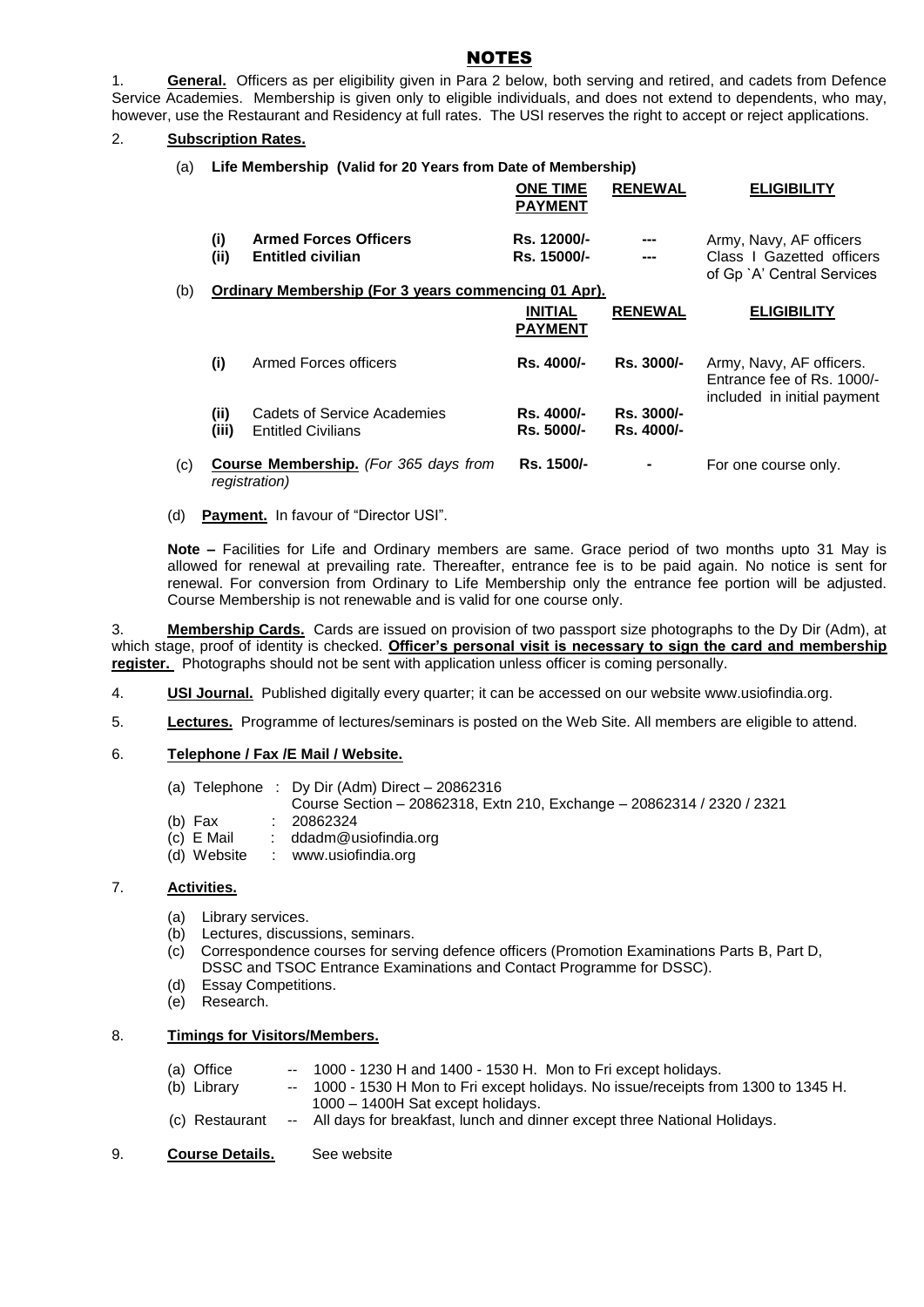# NOTES

1. **General.** Officers as per eligibility given in Para 2 below, both serving and retired, and cadets from Defence Service Academies. Membership is given only to eligible individuals, and does not extend to dependents, who may, however, use the Restaurant and Residency at full rates. The USI reserves the right to accept or reject applications.

2. **Subscription Rates.**

(a) **Life Membership (Valid for 20 Years from Date of Membership)**

| | | ONE TIME PAYMENT | RENEWAL | ELIGIBILITY |
|---|---|---|---|---|
| (i) | **Armed Forces Officers** | **Rs. 12000/-** | --- | Army, Navy, AF officers |
| (ii) | **Entitled civilian** | **Rs. 15000/-** | --- | Class I Gazetted officers of Gp `A' Central Services |

(b) **Ordinary Membership (For 3 years commencing 01 Apr).**

| | | INITIAL PAYMENT | RENEWAL | ELIGIBILITY |
|---|---|---|---|---|
| (i) | Armed Forces officers | **Rs. 4000/-** | **Rs. 3000/-** | Army, Navy, AF officers. Entrance fee of Rs. 1000/- included in initial payment |
| (ii) | Cadets of Service Academies | **Rs. 4000/-** | **Rs. 3000/-** | |
| (iii) | Entitled Civilians | **Rs. 5000/-** | **Rs. 4000/-** | |

| | | | |
|---|---|---|---|
| (c) | **Course Membership.** *(For 365 days from registration)* | **Rs. 1500/-** | - | For one course only. |

(d) **Payment.** In favour of "Director USI".

**Note –** Facilities for Life and Ordinary members are same. Grace period of two months upto 31 May is allowed for renewal at prevailing rate. Thereafter, entrance fee is to be paid again. No notice is sent for renewal. For conversion from Ordinary to Life Membership only the entrance fee portion will be adjusted. Course Membership is not renewable and is valid for one course only.

3. **Membership Cards.** Cards are issued on provision of two passport size photographs to the Dy Dir (Adm), at which stage, proof of identity is checked. **Officer's personal visit is necessary to sign the card and membership register.** Photographs should not be sent with application unless officer is coming personally.

4. **USI Journal.** Published digitally every quarter; it can be accessed on our website www.usiofindia.org.

5. **Lectures.** Programme of lectures/seminars is posted on the Web Site. All members are eligible to attend.

6. **Telephone / Fax /E Mail / Website.**

(a) Telephone : Dy Dir (Adm) Direct – 20862316
Course Section – 20862318, Extn 210, Exchange – 20862314 / 2320 / 2321
(b) Fax : 20862324
(c) E Mail : ddadm@usiofindia.org
(d) Website : www.usiofindia.org

7. **Activities.**

(a) Library services.
(b) Lectures, discussions, seminars.
(c) Correspondence courses for serving defence officers (Promotion Examinations Parts B, Part D, DSSC and TSOC Entrance Examinations and Contact Programme for DSSC).
(d) Essay Competitions.
(e) Research.

8. **Timings for Visitors/Members.**

(a) Office -- 1000 - 1230 H and 1400 - 1530 H. Mon to Fri except holidays.
(b) Library -- 1000 - 1530 H Mon to Fri except holidays. No issue/receipts from 1300 to 1345 H. 1000 – 1400H Sat except holidays.
(c) Restaurant -- All days for breakfast, lunch and dinner except three National Holidays.

9. **Course Details.** See website